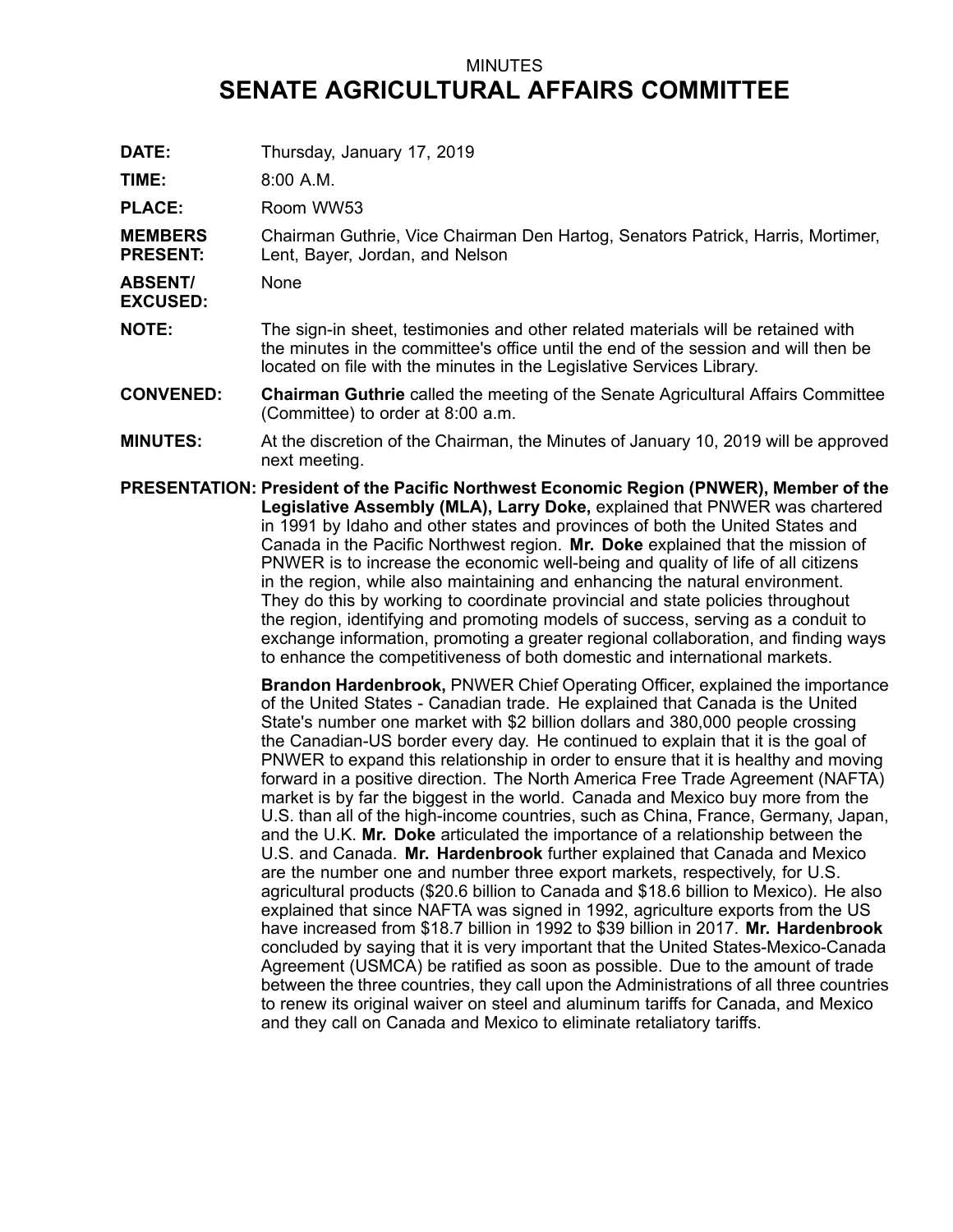MINUTES

# SENATE AGRICULTURAL AFFAIRS COMMITTEE

**DATE:** Thursday, January 17, 2019

**TIME:** 8:00 A.M.

**PLACE:** Room WW53

**MEMBERS PRESENT:** Chairman Guthrie, Vice Chairman Den Hartog, Senators Patrick, Harris, Mortimer, Lent, Bayer, Jordan, and Nelson

**ABSENT/ EXCUSED:** None

**NOTE:** The sign-in sheet, testimonies and other related materials will be retained with the minutes in the committee's office until the end of the session and will then be located on file with the minutes in the Legislative Services Library.

**CONVENED:** **Chairman Guthrie** called the meeting of the Senate Agricultural Affairs Committee (Committee) to order at 8:00 a.m.

**MINUTES:** At the discretion of the Chairman, the Minutes of January 10, 2019 will be approved next meeting.

**PRESENTATION:** **President of the Pacific Northwest Economic Region (PNWER), Member of the Legislative Assembly (MLA), Larry Doke,** explained that PNWER was chartered in 1991 by Idaho and other states and provinces of both the United States and Canada in the Pacific Northwest region. **Mr. Doke** explained that the mission of PNWER is to increase the economic well-being and quality of life of all citizens in the region, while also maintaining and enhancing the natural environment. They do this by working to coordinate provincial and state policies throughout the region, identifying and promoting models of success, serving as a conduit to exchange information, promoting a greater regional collaboration, and finding ways to enhance the competitiveness of both domestic and international markets.

**Brandon Hardenbrook,** PNWER Chief Operating Officer, explained the importance of the United States - Canadian trade. He explained that Canada is the United State's number one market with $2 billion dollars and 380,000 people crossing the Canadian-US border every day. He continued to explain that it is the goal of PNWER to expand this relationship in order to ensure that it is healthy and moving forward in a positive direction. The North America Free Trade Agreement (NAFTA) market is by far the biggest in the world. Canada and Mexico buy more from the U.S. than all of the high-income countries, such as China, France, Germany, Japan, and the U.K. **Mr. Doke** articulated the importance of a relationship between the U.S. and Canada. **Mr. Hardenbrook** further explained that Canada and Mexico are the number one and number three export markets, respectively, for U.S. agricultural products ($20.6 billion to Canada and $18.6 billion to Mexico). He also explained that since NAFTA was signed in 1992, agriculture exports from the US have increased from $18.7 billion in 1992 to $39 billion in 2017. **Mr. Hardenbrook** concluded by saying that it is very important that the United States-Mexico-Canada Agreement (USMCA) be ratified as soon as possible. Due to the amount of trade between the three countries, they call upon the Administrations of all three countries to renew its original waiver on steel and aluminum tariffs for Canada, and Mexico and they call on Canada and Mexico to eliminate retaliatory tariffs.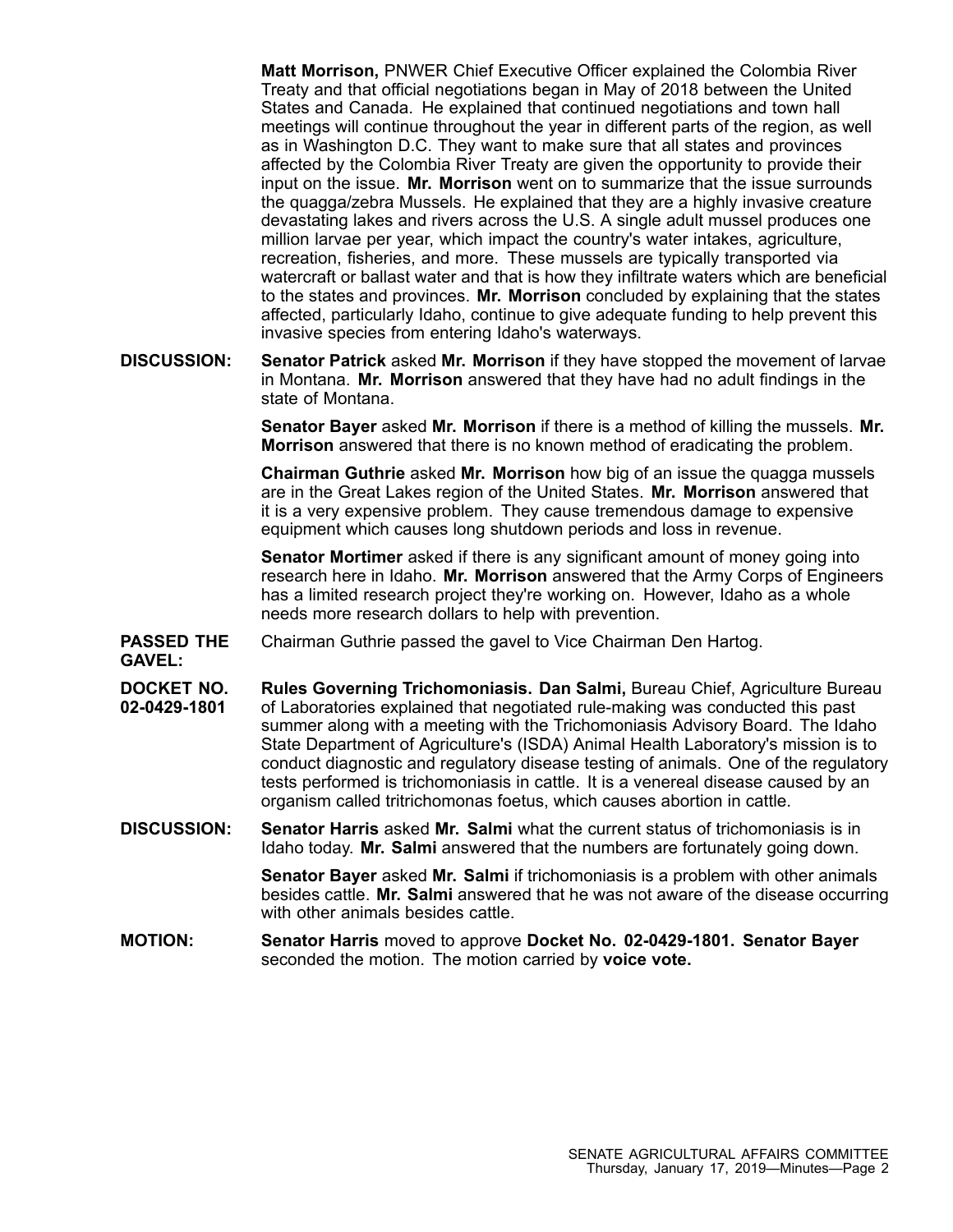**Matt Morrison,** PNWER Chief Executive Officer explained the Colombia River Treaty and that official negotiations began in May of 2018 between the United States and Canada. He explained that continued negotiations and town hall meetings will continue throughout the year in different parts of the region, as well as in Washington D.C. They want to make sure that all states and provinces affected by the Colombia River Treaty are given the opportunity to provide their input on the issue. **Mr. Morrison** went on to summarize that the issue surrounds the quagga/zebra Mussels. He explained that they are a highly invasive creature devastating lakes and rivers across the U.S. A single adult mussel produces one million larvae per year, which impact the country's water intakes, agriculture, recreation, fisheries, and more. These mussels are typically transported via watercraft or ballast water and that is how they infiltrate waters which are beneficial to the states and provinces. **Mr. Morrison** concluded by explaining that the states affected, particularly Idaho, continue to give adequate funding to help prevent this invasive species from entering Idaho's waterways.

**DISCUSSION:** **Senator Patrick** asked **Mr. Morrison** if they have stopped the movement of larvae in Montana. **Mr. Morrison** answered that they have had no adult findings in the state of Montana.

**Senator Bayer** asked **Mr. Morrison** if there is a method of killing the mussels. **Mr. Morrison** answered that there is no known method of eradicating the problem.

**Chairman Guthrie** asked **Mr. Morrison** how big of an issue the quagga mussels are in the Great Lakes region of the United States. **Mr. Morrison** answered that it is a very expensive problem. They cause tremendous damage to expensive equipment which causes long shutdown periods and loss in revenue.

**Senator Mortimer** asked if there is any significant amount of money going into research here in Idaho. **Mr. Morrison** answered that the Army Corps of Engineers has a limited research project they're working on. However, Idaho as a whole needs more research dollars to help with prevention.

**PASSED THE GAVEL:** Chairman Guthrie passed the gavel to Vice Chairman Den Hartog.

**DOCKET NO. 02-0429-1801** **Rules Governing Trichomoniasis. Dan Salmi,** Bureau Chief, Agriculture Bureau of Laboratories explained that negotiated rule-making was conducted this past summer along with a meeting with the Trichomoniasis Advisory Board. The Idaho State Department of Agriculture's (ISDA) Animal Health Laboratory's mission is to conduct diagnostic and regulatory disease testing of animals. One of the regulatory tests performed is trichomoniasis in cattle. It is a venereal disease caused by an organism called tritrichomonas foetus, which causes abortion in cattle.

**DISCUSSION:** **Senator Harris** asked **Mr. Salmi** what the current status of trichomoniasis is in Idaho today. **Mr. Salmi** answered that the numbers are fortunately going down.

**Senator Bayer** asked **Mr. Salmi** if trichomoniasis is a problem with other animals besides cattle. **Mr. Salmi** answered that he was not aware of the disease occurring with other animals besides cattle.

**MOTION:** **Senator Harris** moved to approve **Docket No. 02-0429-1801. Senator Bayer** seconded the motion. The motion carried by **voice vote.**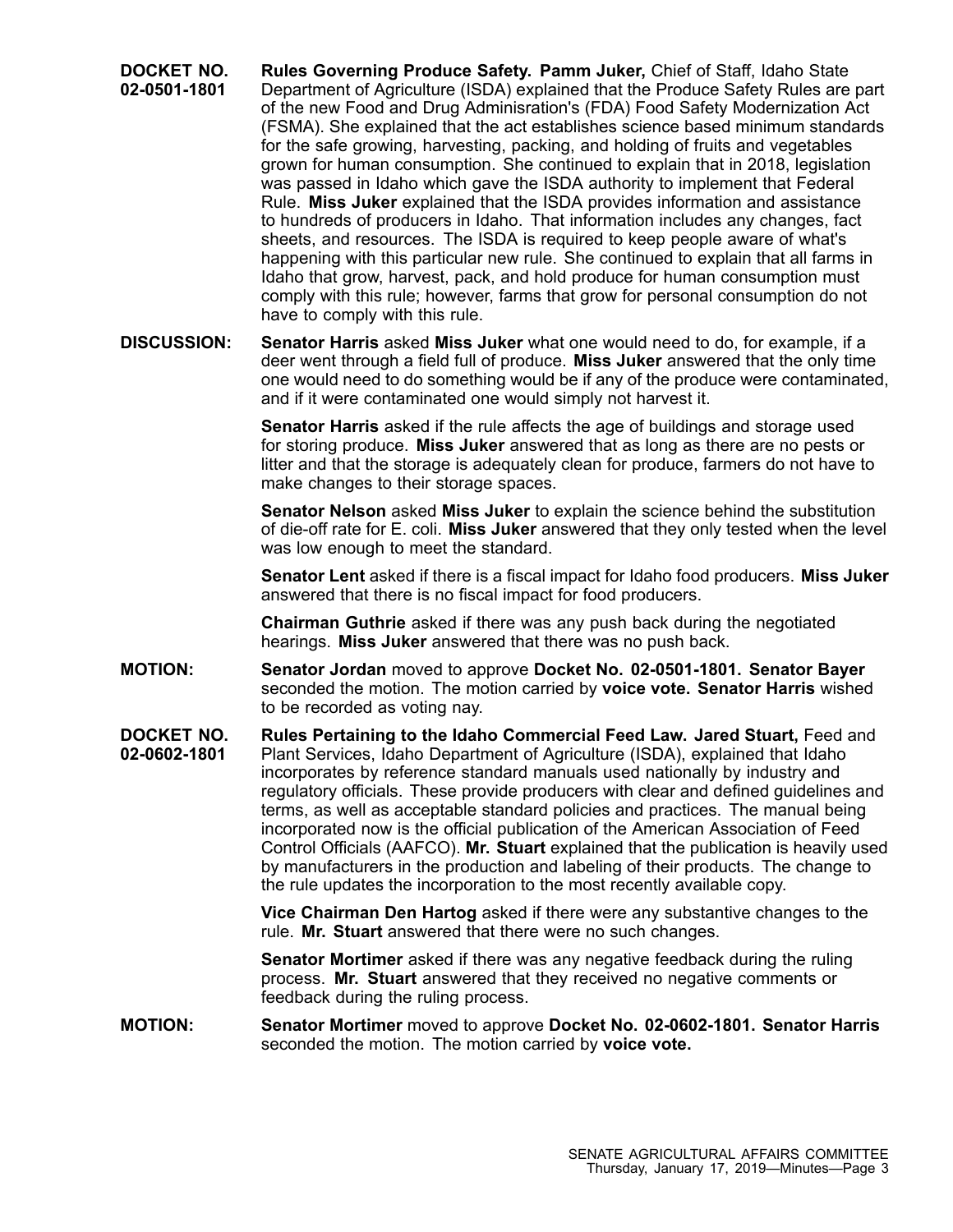**DOCKET NO. 02-0501-1801**

**Rules Governing Produce Safety. Pamm Juker,** Chief of Staff, Idaho State Department of Agriculture (ISDA) explained that the Produce Safety Rules are part of the new Food and Drug Adminisration's (FDA) Food Safety Modernization Act (FSMA). She explained that the act establishes science based minimum standards for the safe growing, harvesting, packing, and holding of fruits and vegetables grown for human consumption. She continued to explain that in 2018, legislation was passed in Idaho which gave the ISDA authority to implement that Federal Rule. **Miss Juker** explained that the ISDA provides information and assistance to hundreds of producers in Idaho. That information includes any changes, fact sheets, and resources. The ISDA is required to keep people aware of what's happening with this particular new rule. She continued to explain that all farms in Idaho that grow, harvest, pack, and hold produce for human consumption must comply with this rule; however, farms that grow for personal consumption do not have to comply with this rule.

**DISCUSSION:**

**Senator Harris** asked **Miss Juker** what one would need to do, for example, if a deer went through a field full of produce. **Miss Juker** answered that the only time one would need to do something would be if any of the produce were contaminated, and if it were contaminated one would simply not harvest it.

**Senator Harris** asked if the rule affects the age of buildings and storage used for storing produce. **Miss Juker** answered that as long as there are no pests or litter and that the storage is adequately clean for produce, farmers do not have to make changes to their storage spaces.

**Senator Nelson** asked **Miss Juker** to explain the science behind the substitution of die-off rate for E. coli. **Miss Juker** answered that they only tested when the level was low enough to meet the standard.

**Senator Lent** asked if there is a fiscal impact for Idaho food producers. **Miss Juker** answered that there is no fiscal impact for food producers.

**Chairman Guthrie** asked if there was any push back during the negotiated hearings. **Miss Juker** answered that there was no push back.

**MOTION:**

**Senator Jordan** moved to approve **Docket No. 02-0501-1801. Senator Bayer** seconded the motion. The motion carried by **voice vote. Senator Harris** wished to be recorded as voting nay.

**DOCKET NO. 02-0602-1801**

**Rules Pertaining to the Idaho Commercial Feed Law. Jared Stuart,** Feed and Plant Services, Idaho Department of Agriculture (ISDA), explained that Idaho incorporates by reference standard manuals used nationally by industry and regulatory officials. These provide producers with clear and defined guidelines and terms, as well as acceptable standard policies and practices. The manual being incorporated now is the official publication of the American Association of Feed Control Officials (AAFCO). **Mr. Stuart** explained that the publication is heavily used by manufacturers in the production and labeling of their products. The change to the rule updates the incorporation to the most recently available copy.

**Vice Chairman Den Hartog** asked if there were any substantive changes to the rule. **Mr. Stuart** answered that there were no such changes.

**Senator Mortimer** asked if there was any negative feedback during the ruling process. **Mr. Stuart** answered that they received no negative comments or feedback during the ruling process.

**MOTION:**

**Senator Mortimer** moved to approve **Docket No. 02-0602-1801. Senator Harris** seconded the motion. The motion carried by **voice vote.**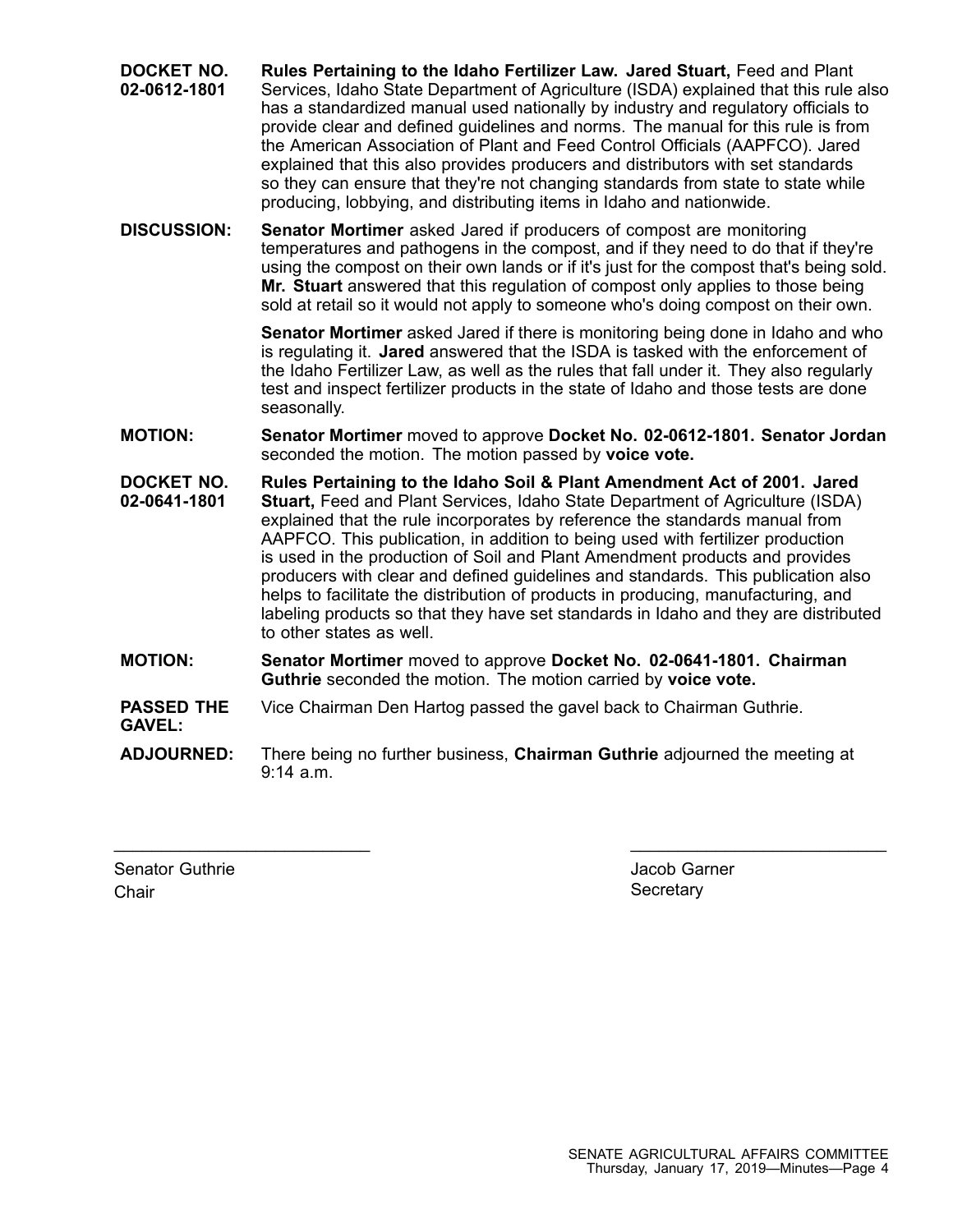**DOCKET NO. 02-0612-1801** **Rules Pertaining to the Idaho Fertilizer Law. Jared Stuart,** Feed and Plant Services, Idaho State Department of Agriculture (ISDA) explained that this rule also has a standardized manual used nationally by industry and regulatory officials to provide clear and defined guidelines and norms. The manual for this rule is from the American Association of Plant and Feed Control Officials (AAPFCO). Jared explained that this also provides producers and distributors with set standards so they can ensure that they're not changing standards from state to state while producing, lobbying, and distributing items in Idaho and nationwide.

**DISCUSSION:** **Senator Mortimer** asked Jared if producers of compost are monitoring temperatures and pathogens in the compost, and if they need to do that if they're using the compost on their own lands or if it's just for the compost that's being sold. **Mr. Stuart** answered that this regulation of compost only applies to those being sold at retail so it would not apply to someone who's doing compost on their own.

**Senator Mortimer** asked Jared if there is monitoring being done in Idaho and who is regulating it. **Jared** answered that the ISDA is tasked with the enforcement of the Idaho Fertilizer Law, as well as the rules that fall under it. They also regularly test and inspect fertilizer products in the state of Idaho and those tests are done seasonally.

**MOTION:** **Senator Mortimer** moved to approve **Docket No. 02-0612-1801. Senator Jordan** seconded the motion. The motion passed by **voice vote.**

**DOCKET NO. 02-0641-1801** **Rules Pertaining to the Idaho Soil & Plant Amendment Act of 2001. Jared Stuart,** Feed and Plant Services, Idaho State Department of Agriculture (ISDA) explained that the rule incorporates by reference the standards manual from AAPFCO. This publication, in addition to being used with fertilizer production is used in the production of Soil and Plant Amendment products and provides producers with clear and defined guidelines and standards. This publication also helps to facilitate the distribution of products in producing, manufacturing, and labeling products so that they have set standards in Idaho and they are distributed to other states as well.

**MOTION:** **Senator Mortimer** moved to approve **Docket No. 02-0641-1801. Chairman Guthrie** seconded the motion. The motion carried by **voice vote.**

**PASSED THE GAVEL:** Vice Chairman Den Hartog passed the gavel back to Chairman Guthrie.

**ADJOURNED:** There being no further business, **Chairman Guthrie** adjourned the meeting at 9:14 a.m.

___________________________

Senator Guthrie
Chair

___________________________

Jacob Garner
Secretary